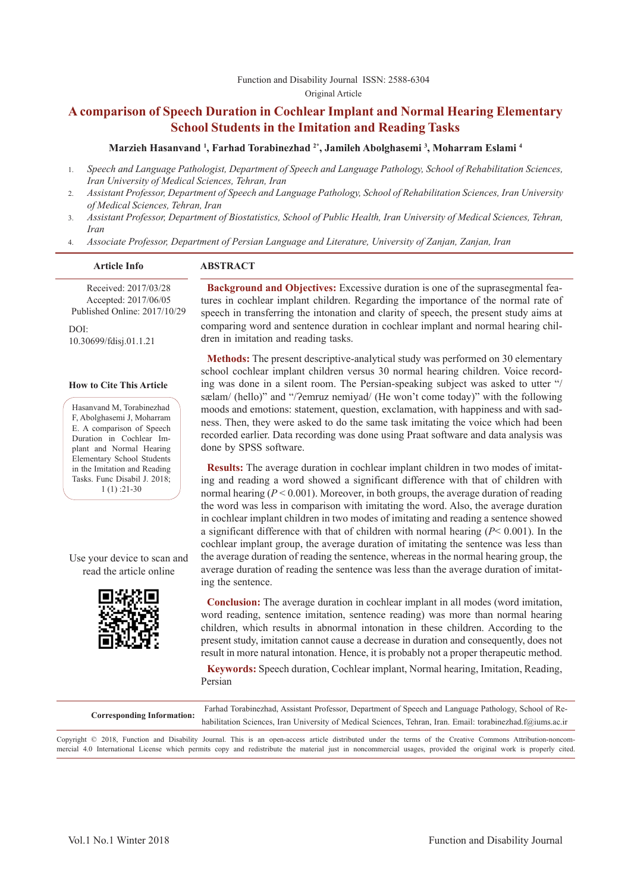Function and Disability Journal ISSN: 2588-6304

Original Article

# A comparison of Speech Duration in Cochlear Implant and Normal Hearing Elementary School Students in the Imitation and Reading Tasks

**Marzieh Hasanvand [1], Farhad Torabinezhad [2*], Jamileh Abolghasemi [3], Moharram Eslami [4]**

1. *Speech and Language Pathologist, Department of Speech and Language Pathology, School of Rehabilitation Sciences, Iran University of Medical Sciences, Tehran, Iran*
2. *Assistant Professor, Department of Speech and Language Pathology, School of Rehabilitation Sciences, Iran University of Medical Sciences, Tehran, Iran*
3. *Assistant Professor, Department of Biostatistics, School of Public Health, Iran University of Medical Sciences, Tehran, Iran*
4. *Associate Professor, Department of Persian Language and Literature, University of Zanjan, Zanjan, Iran*

**Article Info**

Received: 2017/03/28
Accepted: 2017/06/05
Published Online: 2017/10/29

DOI:
10.30699/fdisj.01.1.21

**How to Cite This Article**

Hasanvand M, Torabinezhad F, Abolghasemi J, Moharram E. A comparison of Speech Duration in Cochlear Implant and Normal Hearing Elementary School Students in the Imitation and Reading Tasks. Func Disabil J. 2018; 1 (1) :21-30

Use your device to scan and read the article online

## ABSTRACT

**Background and Objectives:** Excessive duration is one of the suprasegmental features in cochlear implant children. Regarding the importance of the normal rate of speech in transferring the intonation and clarity of speech, the present study aims at comparing word and sentence duration in cochlear implant and normal hearing children in imitation and reading tasks.

**Methods:** The present descriptive-analytical study was performed on 30 elementary school cochlear implant children versus 30 normal hearing children. Voice recording was done in a silent room. The Persian-speaking subject was asked to utter "/sælam/ (hello)" and "/ʔemruz nemiyad/ (He won't come today)" with the following moods and emotions: statement, question, exclamation, with happiness and with sadness. Then, they were asked to do the same task imitating the voice which had been recorded earlier. Data recording was done using Praat software and data analysis was done by SPSS software.

**Results:** The average duration in cochlear implant children in two modes of imitating and reading a word showed a significant difference with that of children with normal hearing ($P < 0.001$). Moreover, in both groups, the average duration of reading the word was less in comparison with imitating the word. Also, the average duration in cochlear implant children in two modes of imitating and reading a sentence showed a significant difference with that of children with normal hearing ($P < 0.001$). In the cochlear implant group, the average duration of imitating the sentence was less than the average duration of reading the sentence, whereas in the normal hearing group, the average duration of reading the sentence was less than the average duration of imitating the sentence.

**Conclusion:** The average duration in cochlear implant in all modes (word imitation, word reading, sentence imitation, sentence reading) was more than normal hearing children, which results in abnormal intonation in these children. According to the present study, imitation cannot cause a decrease in duration and consequently, does not result in more natural intonation. Hence, it is probably not a proper therapeutic method.

**Keywords:** Speech duration, Cochlear implant, Normal hearing, Imitation, Reading, Persian

**Corresponding Information:** Farhad Torabinezhad, Assistant Professor, Department of Speech and Language Pathology, School of Rehabilitation Sciences, Iran University of Medical Sciences, Tehran, Iran. Email: torabinezhad.f@iums.ac.ir

Copyright © 2018, Function and Disability Journal. This is an open-access article distributed under the terms of the Creative Commons Attribution-noncommercial 4.0 International License which permits copy and redistribute the material just in noncommercial usages, provided the original work is properly cited.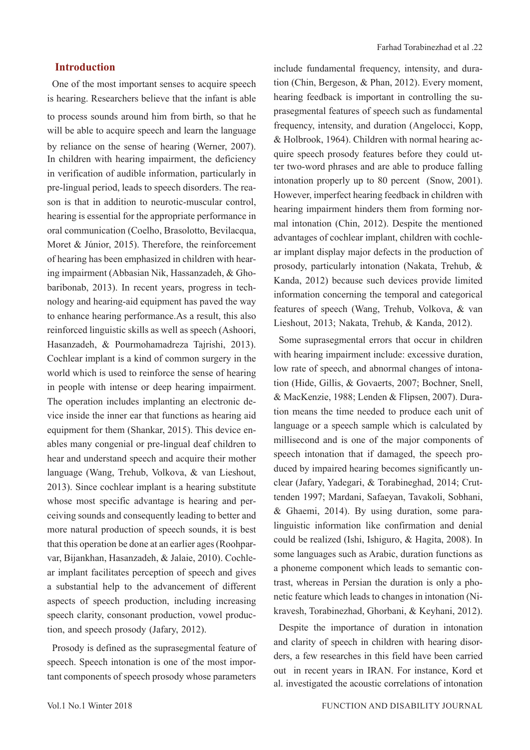## Introduction

One of the most important senses to acquire speech is hearing. Researchers believe that the infant is able to process sounds around him from birth, so that he will be able to acquire speech and learn the language by reliance on the sense of hearing (Werner, 2007). In children with hearing impairment, the deficiency in verification of audible information, particularly in pre-lingual period, leads to speech disorders. The reason is that in addition to neurotic-muscular control, hearing is essential for the appropriate performance in oral communication (Coelho, Brasolotto, Bevilacqua, Moret & Júnior, 2015). Therefore, the reinforcement of hearing has been emphasized in children with hearing impairment (Abbasian Nik, Hassanzadeh, & Ghobaribonab, 2013). In recent years, progress in technology and hearing-aid equipment has paved the way to enhance hearing performance.As a result, this also reinforced linguistic skills as well as speech (Ashoori, Hasanzadeh, & Pourmohamadreza Tajrishi, 2013). Cochlear implant is a kind of common surgery in the world which is used to reinforce the sense of hearing in people with intense or deep hearing impairment. The operation includes implanting an electronic device inside the inner ear that functions as hearing aid equipment for them (Shankar, 2015). This device enables many congenial or pre-lingual deaf children to hear and understand speech and acquire their mother language (Wang, Trehub, Volkova, & van Lieshout, 2013). Since cochlear implant is a hearing substitute whose most specific advantage is hearing and perceiving sounds and consequently leading to better and more natural production of speech sounds, it is best that this operation be done at an earlier ages (Roohparvar, Bijankhan, Hasanzadeh, & Jalaie, 2010). Cochlear implant facilitates perception of speech and gives a substantial help to the advancement of different aspects of speech production, including increasing speech clarity, consonant production, vowel production, and speech prosody (Jafary, 2012).

Prosody is defined as the suprasegmental feature of speech. Speech intonation is one of the most important components of speech prosody whose parameters include fundamental frequency, intensity, and duration (Chin, Bergeson, & Phan, 2012). Every moment, hearing feedback is important in controlling the suprasegmental features of speech such as fundamental frequency, intensity, and duration (Angelocci, Kopp, & Holbrook, 1964). Children with normal hearing acquire speech prosody features before they could utter two-word phrases and are able to produce falling intonation properly up to 80 percent (Snow, 2001). However, imperfect hearing feedback in children with hearing impairment hinders them from forming normal intonation (Chin, 2012). Despite the mentioned advantages of cochlear implant, children with cochlear implant display major defects in the production of prosody, particularly intonation (Nakata, Trehub, & Kanda, 2012) because such devices provide limited information concerning the temporal and categorical features of speech (Wang, Trehub, Volkova, & van Lieshout, 2013; Nakata, Trehub, & Kanda, 2012).

Some suprasegmental errors that occur in children with hearing impairment include: excessive duration, low rate of speech, and abnormal changes of intonation (Hide, Gillis, & Govaerts, 2007; Bochner, Snell, & MacKenzie, 1988; Lenden & Flipsen, 2007). Duration means the time needed to produce each unit of language or a speech sample which is calculated by millisecond and is one of the major components of speech intonation that if damaged, the speech produced by impaired hearing becomes significantly unclear (Jafary, Yadegari, & Torabineghad, 2014; Cruttenden 1997; Mardani, Safaeyan, Tavakoli, Sobhani, & Ghaemi, 2014). By using duration, some paralinguistic information like confirmation and denial could be realized (Ishi, Ishiguro, & Hagita, 2008). In some languages such as Arabic, duration functions as a phoneme component which leads to semantic contrast, whereas in Persian the duration is only a phonetic feature which leads to changes in intonation (Nikravesh, Torabinezhad, Ghorbani, & Keyhani, 2012).

Despite the importance of duration in intonation and clarity of speech in children with hearing disorders, a few researches in this field have been carried out in recent years in IRAN. For instance, Kord et al. investigated the acoustic correlations of intonation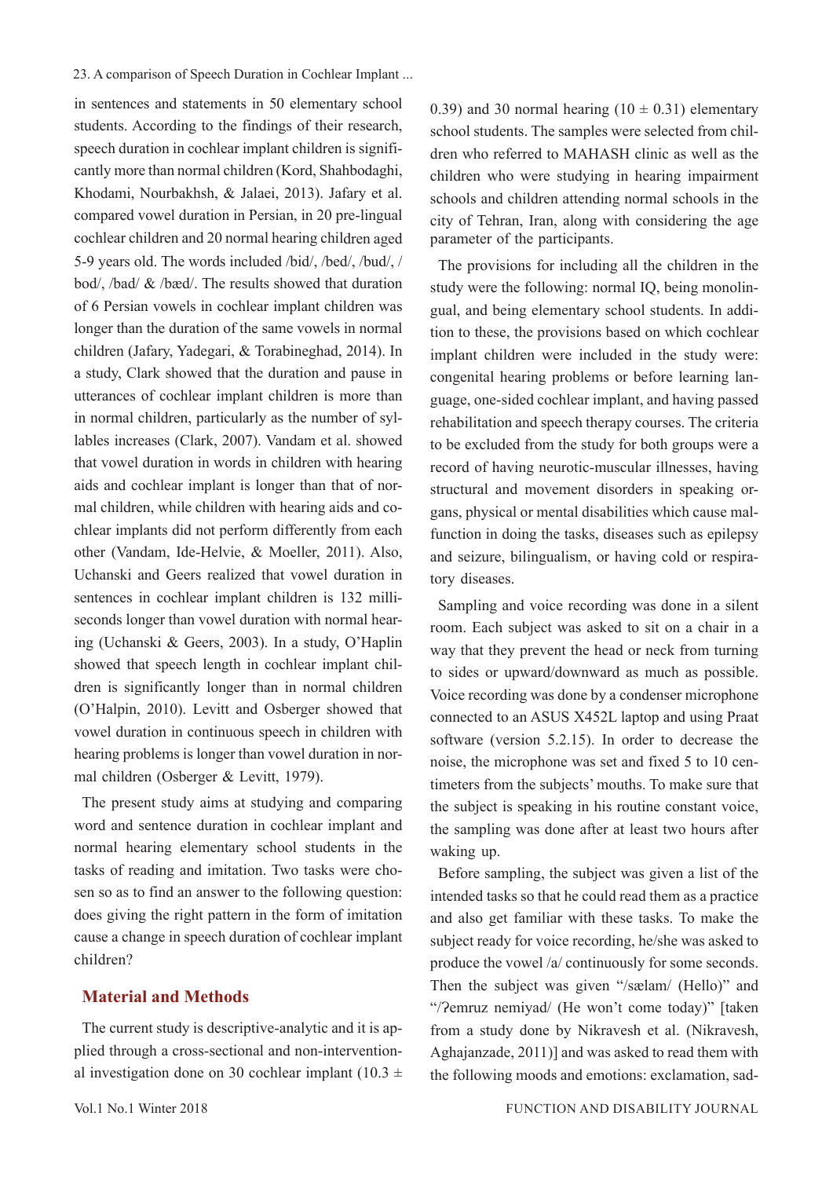in sentences and statements in 50 elementary school students. According to the findings of their research, speech duration in cochlear implant children is significantly more than normal children (Kord, Shahbodaghi, Khodami, Nourbakhsh, & Jalaei, 2013). Jafary et al. compared vowel duration in Persian, in 20 pre-lingual cochlear children and 20 normal hearing children aged 5-9 years old. The words included /bid/, /bed/, /bud/, /bod/, /bad/ & /bæd/. The results showed that duration of 6 Persian vowels in cochlear implant children was longer than the duration of the same vowels in normal children (Jafary, Yadegari, & Torabineghad, 2014). In a study, Clark showed that the duration and pause in utterances of cochlear implant children is more than in normal children, particularly as the number of syllables increases (Clark, 2007). Vandam et al. showed that vowel duration in words in children with hearing aids and cochlear implant is longer than that of normal children, while children with hearing aids and cochlear implants did not perform differently from each other (Vandam, Ide-Helvie, & Moeller, 2011). Also, Uchanski and Geers realized that vowel duration in sentences in cochlear implant children is 132 milliseconds longer than vowel duration with normal hearing (Uchanski & Geers, 2003). In a study, O'Haplin showed that speech length in cochlear implant children is significantly longer than in normal children (O'Halpin, 2010). Levitt and Osberger showed that vowel duration in continuous speech in children with hearing problems is longer than vowel duration in normal children (Osberger & Levitt, 1979).

The present study aims at studying and comparing word and sentence duration in cochlear implant and normal hearing elementary school students in the tasks of reading and imitation. Two tasks were chosen so as to find an answer to the following question: does giving the right pattern in the form of imitation cause a change in speech duration of cochlear implant children?

## Material and Methods

The current study is descriptive-analytic and it is applied through a cross-sectional and non-interventional investigation done on 30 cochlear implant (10.3 ± 0.39) and 30 normal hearing (10 ± 0.31) elementary school students. The samples were selected from children who referred to MAHASH clinic as well as the children who were studying in hearing impairment schools and children attending normal schools in the city of Tehran, Iran, along with considering the age parameter of the participants.

The provisions for including all the children in the study were the following: normal IQ, being monolingual, and being elementary school students. In addition to these, the provisions based on which cochlear implant children were included in the study were: congenital hearing problems or before learning language, one-sided cochlear implant, and having passed rehabilitation and speech therapy courses. The criteria to be excluded from the study for both groups were a record of having neurotic-muscular illnesses, having structural and movement disorders in speaking organs, physical or mental disabilities which cause malfunction in doing the tasks, diseases such as epilepsy and seizure, bilingualism, or having cold or respiratory diseases.

Sampling and voice recording was done in a silent room. Each subject was asked to sit on a chair in a way that they prevent the head or neck from turning to sides or upward/downward as much as possible. Voice recording was done by a condenser microphone connected to an ASUS X452L laptop and using Praat software (version 5.2.15). In order to decrease the noise, the microphone was set and fixed 5 to 10 centimeters from the subjects' mouths. To make sure that the subject is speaking in his routine constant voice, the sampling was done after at least two hours after waking up.

Before sampling, the subject was given a list of the intended tasks so that he could read them as a practice and also get familiar with these tasks. To make the subject ready for voice recording, he/she was asked to produce the vowel /a/ continuously for some seconds. Then the subject was given "/sælam/ (Hello)" and "/ʔemruz nemiyad/ (He won't come today)" [taken from a study done by Nikravesh et al. (Nikravesh, Aghajanzade, 2011)] and was asked to read them with the following moods and emotions: exclamation, sad-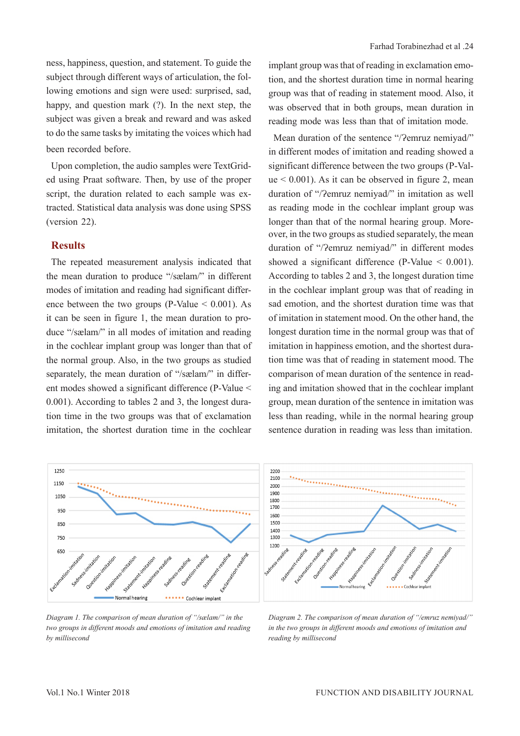ness, happiness, question, and statement. To guide the subject through different ways of articulation, the following emotions and sign were used: surprised, sad, happy, and question mark (?). In the next step, the subject was given a break and reward and was asked to do the same tasks by imitating the voices which had been recorded before.

Upon completion, the audio samples were TextGridded using Praat software. Then, by use of the proper script, the duration related to each sample was extracted. Statistical data analysis was done using SPSS (version 22).

## Results

The repeated measurement analysis indicated that the mean duration to produce "/sælam/" in different modes of imitation and reading had significant difference between the two groups (P-Value < 0.001). As it can be seen in figure 1, the mean duration to produce "/sælam/" in all modes of imitation and reading in the cochlear implant group was longer than that of the normal group. Also, in the two groups as studied separately, the mean duration of "/sælam/" in different modes showed a significant difference (P-Value < 0.001). According to tables 2 and 3, the longest duration time in the two groups was that of exclamation imitation, the shortest duration time in the cochlear implant group was that of reading in exclamation emotion, and the shortest duration time in normal hearing group was that of reading in statement mood. Also, it was observed that in both groups, mean duration in reading mode was less than that of imitation mode.

Mean duration of the sentence "/ʔemruz nemiyad/" in different modes of imitation and reading showed a significant difference between the two groups (P-Value < 0.001). As it can be observed in figure 2, mean duration of "/ʔemruz nemiyad/" in imitation as well as reading mode in the cochlear implant group was longer than that of the normal hearing group. Moreover, in the two groups as studied separately, the mean duration of "/ʔemruz nemiyad/" in different modes showed a significant difference (P-Value < 0.001). According to tables 2 and 3, the longest duration time in the cochlear implant group was that of reading in sad emotion, and the shortest duration time was that of imitation in statement mood. On the other hand, the longest duration time in the normal group was that of imitation in happiness emotion, and the shortest duration time was that of reading in statement mood. The comparison of mean duration of the sentence in reading and imitation showed that in the cochlear implant group, mean duration of the sentence in imitation was less than reading, while in the normal hearing group sentence duration in reading was less than imitation.

*Diagram 1. The comparison of mean duration of "/sælam/" in the two groups in different moods and emotions of imitation and reading by millisecond*

*Diagram 2. The comparison of mean duration of "/emruz nemiyad/" in the two groups in different moods and emotions of imitation and reading by millisecond*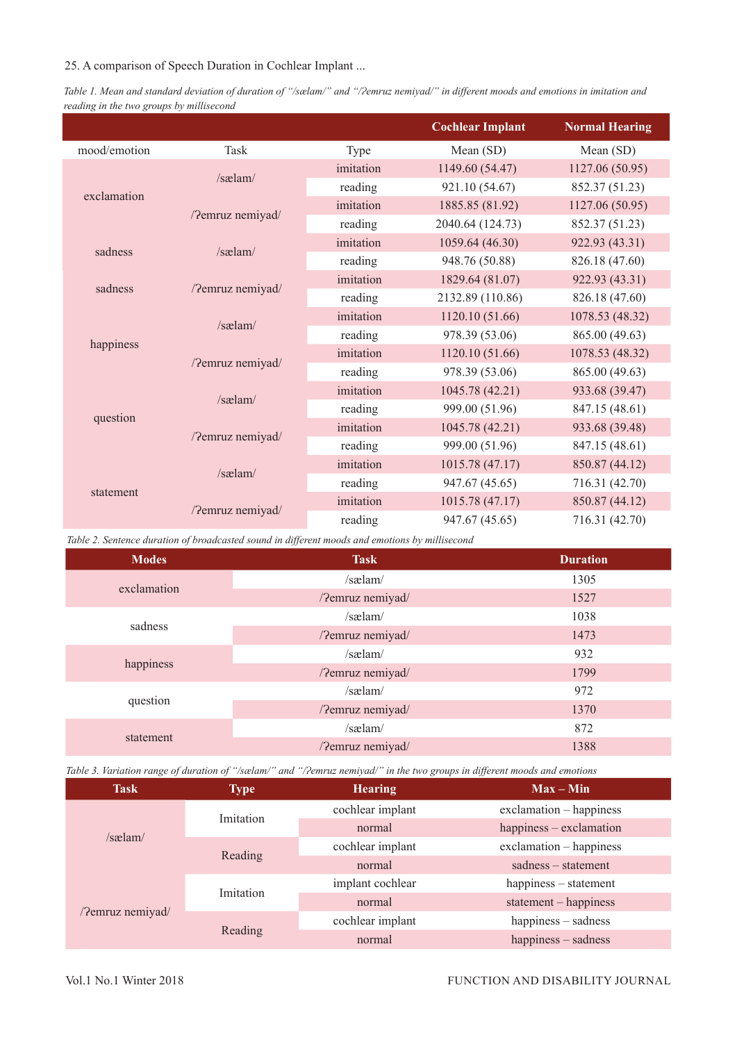*Table 1. Mean and standard deviation of duration of "/sælam/" and "/ʔemruz nemiyad/" in different moods and emotions in imitation and reading in the two groups by millisecond*

| mood/emotion | Task | Type | Cochlear Implant Mean (SD) | Normal Hearing Mean (SD) |
|---|---|---|---|---|
| exclamation | /sælam/ | imitation | 1149.60 (54.47) | 1127.06 (50.95) |
| | | reading | 921.10 (54.67) | 852.37 (51.23) |
| | /ʔemruz nemiyad/ | imitation | 1885.85 (81.92) | 1127.06 (50.95) |
| | | reading | 2040.64 (124.73) | 852.37 (51.23) |
| sadness | /sælam/ | imitation | 1059.64 (46.30) | 922.93 (43.31) |
| | | reading | 948.76 (50.88) | 826.18 (47.60) |
| sadness | /ʔemruz nemiyad/ | imitation | 1829.64 (81.07) | 922.93 (43.31) |
| | | reading | 2132.89 (110.86) | 826.18 (47.60) |
| happiness | /sælam/ | imitation | 1120.10 (51.66) | 1078.53 (48.32) |
| | | reading | 978.39 (53.06) | 865.00 (49.63) |
| | /ʔemruz nemiyad/ | imitation | 1120.10 (51.66) | 1078.53 (48.32) |
| | | reading | 978.39 (53.06) | 865.00 (49.63) |
| question | /sælam/ | imitation | 1045.78 (42.21) | 933.68 (39.47) |
| | | reading | 999.00 (51.96) | 847.15 (48.61) |
| | /ʔemruz nemiyad/ | imitation | 1045.78 (42.21) | 933.68 (39.48) |
| | | reading | 999.00 (51.96) | 847.15 (48.61) |
| statement | /sælam/ | imitation | 1015.78 (47.17) | 850.87 (44.12) |
| | | reading | 947.67 (45.65) | 716.31 (42.70) |
| | /ʔemruz nemiyad/ | imitation | 1015.78 (47.17) | 850.87 (44.12) |
| | | reading | 947.67 (45.65) | 716.31 (42.70) |

*Table 2. Sentence duration of broadcasted sound in different moods and emotions by millisecond*

| Modes | Task | Duration |
|---|---|---|
| exclamation | /sælam/ | 1305 |
| | /ʔemruz nemiyad/ | 1527 |
| sadness | /sælam/ | 1038 |
| | /ʔemruz nemiyad/ | 1473 |
| happiness | /sælam/ | 932 |
| | /ʔemruz nemiyad/ | 1799 |
| question | /sælam/ | 972 |
| | /ʔemruz nemiyad/ | 1370 |
| statement | /sælam/ | 872 |
| | /ʔemruz nemiyad/ | 1388 |

*Table 3. Variation range of duration of "/sælam/" and "/ʔemruz nemiyad/" in the two groups in different moods and emotions*

| Task | Type | Hearing | Max – Min |
|---|---|---|---|
| /sælam/ | Imitation | cochlear implant | exclamation – happiness |
| | | normal | happiness – exclamation |
| | Reading | cochlear implant | exclamation – happiness |
| | | normal | sadness – statement |
| /ʔemruz nemiyad/ | Imitation | implant cochlear | happiness – statement |
| | | normal | statement – happiness |
| | Reading | cochlear implant | happiness – sadness |
| | | normal | happiness – sadness |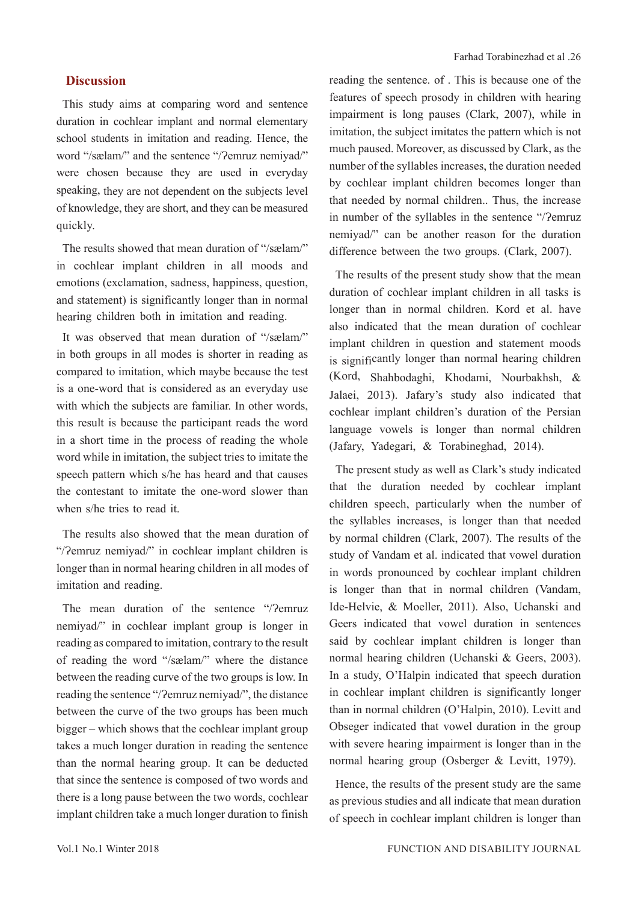## Discussion

This study aims at comparing word and sentence duration in cochlear implant and normal elementary school students in imitation and reading. Hence, the word "/sælam/" and the sentence "/ʔemruz nemiyad/" were chosen because they are used in everyday speaking, they are not dependent on the subjects level of knowledge, they are short, and they can be measured quickly.

The results showed that mean duration of "/sælam/" in cochlear implant children in all moods and emotions (exclamation, sadness, happiness, question, and statement) is significantly longer than in normal hearing children both in imitation and reading.

It was observed that mean duration of "/sælam/" in both groups in all modes is shorter in reading as compared to imitation, which maybe because the test is a one-word that is considered as an everyday use with which the subjects are familiar. In other words, this result is because the participant reads the word in a short time in the process of reading the whole word while in imitation, the subject tries to imitate the speech pattern which s/he has heard and that causes the contestant to imitate the one-word slower than when s/he tries to read it.

The results also showed that the mean duration of "/ʔemruz nemiyad/" in cochlear implant children is longer than in normal hearing children in all modes of imitation and reading.

The mean duration of the sentence "/ʔemruz nemiyad/" in cochlear implant group is longer in reading as compared to imitation, contrary to the result of reading the word "/sælam/" where the distance between the reading curve of the two groups is low. In reading the sentence "/ʔemruz nemiyad/", the distance between the curve of the two groups has been much bigger – which shows that the cochlear implant group takes a much longer duration in reading the sentence than the normal hearing group. It can be deducted that since the sentence is composed of two words and there is a long pause between the two words, cochlear implant children take a much longer duration to finish reading the sentence. of . This is because one of the features of speech prosody in children with hearing impairment is long pauses (Clark, 2007), while in imitation, the subject imitates the pattern which is not much paused. Moreover, as discussed by Clark, as the number of the syllables increases, the duration needed by cochlear implant children becomes longer than that needed by normal children.. Thus, the increase in number of the syllables in the sentence "/ʔemruz nemiyad/" can be another reason for the duration difference between the two groups. (Clark, 2007).

The results of the present study show that the mean duration of cochlear implant children in all tasks is longer than in normal children. Kord et al. have also indicated that the mean duration of cochlear implant children in question and statement moods is significantly longer than normal hearing children (Kord, Shahbodaghi, Khodami, Nourbakhsh, & Jalaei, 2013). Jafary's study also indicated that cochlear implant children's duration of the Persian language vowels is longer than normal children (Jafary, Yadegari, & Torabineghad, 2014).

The present study as well as Clark's study indicated that the duration needed by cochlear implant children speech, particularly when the number of the syllables increases, is longer than that needed by normal children (Clark, 2007). The results of the study of Vandam et al. indicated that vowel duration in words pronounced by cochlear implant children is longer than that in normal children (Vandam, Ide-Helvie, & Moeller, 2011). Also, Uchanski and Geers indicated that vowel duration in sentences said by cochlear implant children is longer than normal hearing children (Uchanski & Geers, 2003). In a study, O'Halpin indicated that speech duration in cochlear implant children is significantly longer than in normal children (O'Halpin, 2010). Levitt and Obseger indicated that vowel duration in the group with severe hearing impairment is longer than in the normal hearing group (Osberger & Levitt, 1979).

Hence, the results of the present study are the same as previous studies and all indicate that mean duration of speech in cochlear implant children is longer than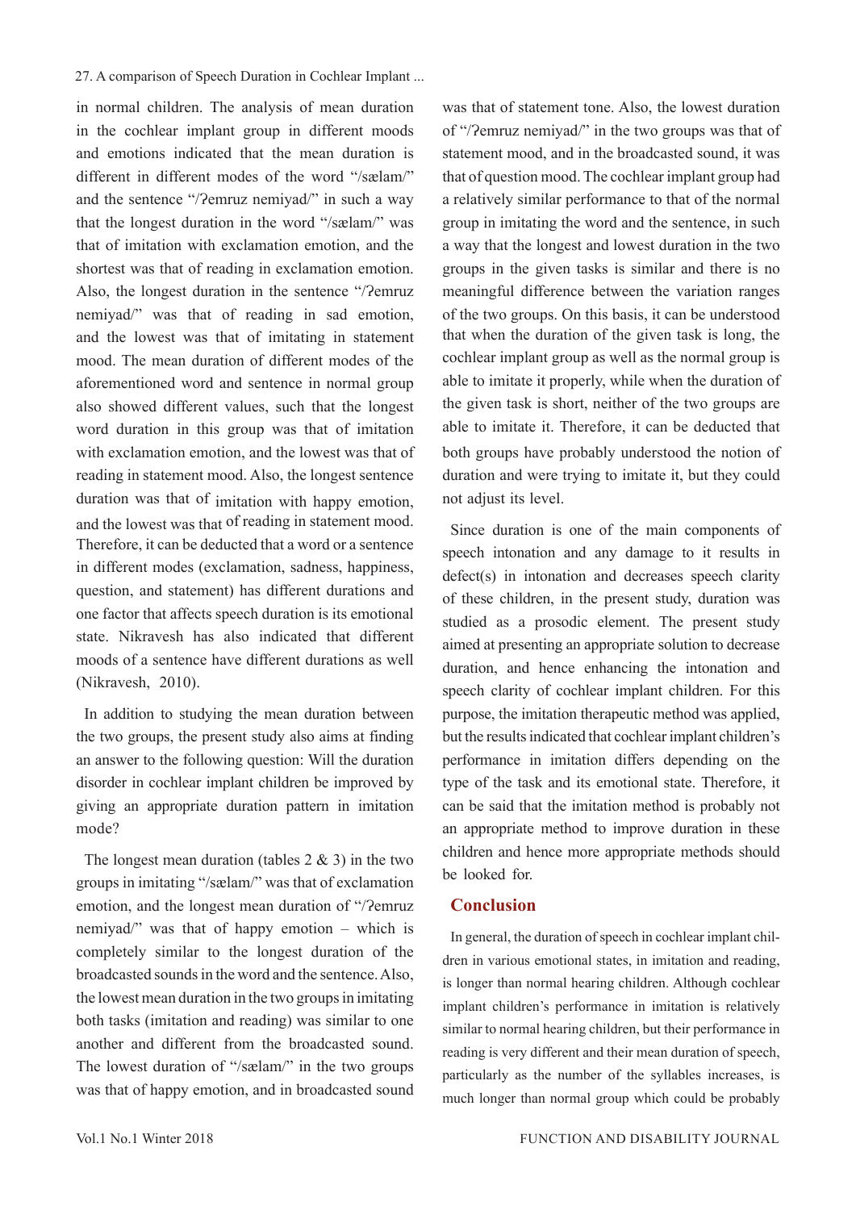in normal children. The analysis of mean duration in the cochlear implant group in different moods and emotions indicated that the mean duration is different in different modes of the word "/sælam/" and the sentence "/ʔemruz nemiyad/" in such a way that the longest duration in the word "/sælam/" was that of imitation with exclamation emotion, and the shortest was that of reading in exclamation emotion. Also, the longest duration in the sentence "/ʔemruz nemiyad/" was that of reading in sad emotion, and the lowest was that of imitating in statement mood. The mean duration of different modes of the aforementioned word and sentence in normal group also showed different values, such that the longest word duration in this group was that of imitation with exclamation emotion, and the lowest was that of reading in statement mood. Also, the longest sentence duration was that of imitation with happy emotion, and the lowest was that of reading in statement mood. Therefore, it can be deducted that a word or a sentence in different modes (exclamation, sadness, happiness, question, and statement) has different durations and one factor that affects speech duration is its emotional state. Nikravesh has also indicated that different moods of a sentence have different durations as well (Nikravesh, 2010).

In addition to studying the mean duration between the two groups, the present study also aims at finding an answer to the following question: Will the duration disorder in cochlear implant children be improved by giving an appropriate duration pattern in imitation mode?

The longest mean duration (tables 2 & 3) in the two groups in imitating "/sælam/" was that of exclamation emotion, and the longest mean duration of "/ʔemruz nemiyad/" was that of happy emotion – which is completely similar to the longest duration of the broadcasted sounds in the word and the sentence. Also, the lowest mean duration in the two groups in imitating both tasks (imitation and reading) was similar to one another and different from the broadcasted sound. The lowest duration of "/sælam/" in the two groups was that of happy emotion, and in broadcasted sound was that of statement tone. Also, the lowest duration of "/ʔemruz nemiyad/" in the two groups was that of statement mood, and in the broadcasted sound, it was that of question mood. The cochlear implant group had a relatively similar performance to that of the normal group in imitating the word and the sentence, in such a way that the longest and lowest duration in the two groups in the given tasks is similar and there is no meaningful difference between the variation ranges of the two groups. On this basis, it can be understood that when the duration of the given task is long, the cochlear implant group as well as the normal group is able to imitate it properly, while when the duration of the given task is short, neither of the two groups are able to imitate it. Therefore, it can be deducted that both groups have probably understood the notion of duration and were trying to imitate it, but they could not adjust its level.

Since duration is one of the main components of speech intonation and any damage to it results in defect(s) in intonation and decreases speech clarity of these children, in the present study, duration was studied as a prosodic element. The present study aimed at presenting an appropriate solution to decrease duration, and hence enhancing the intonation and speech clarity of cochlear implant children. For this purpose, the imitation therapeutic method was applied, but the results indicated that cochlear implant children's performance in imitation differs depending on the type of the task and its emotional state. Therefore, it can be said that the imitation method is probably not an appropriate method to improve duration in these children and hence more appropriate methods should be looked for.

## Conclusion

In general, the duration of speech in cochlear implant children in various emotional states, in imitation and reading, is longer than normal hearing children. Although cochlear implant children's performance in imitation is relatively similar to normal hearing children, but their performance in reading is very different and their mean duration of speech, particularly as the number of the syllables increases, is much longer than normal group which could be probably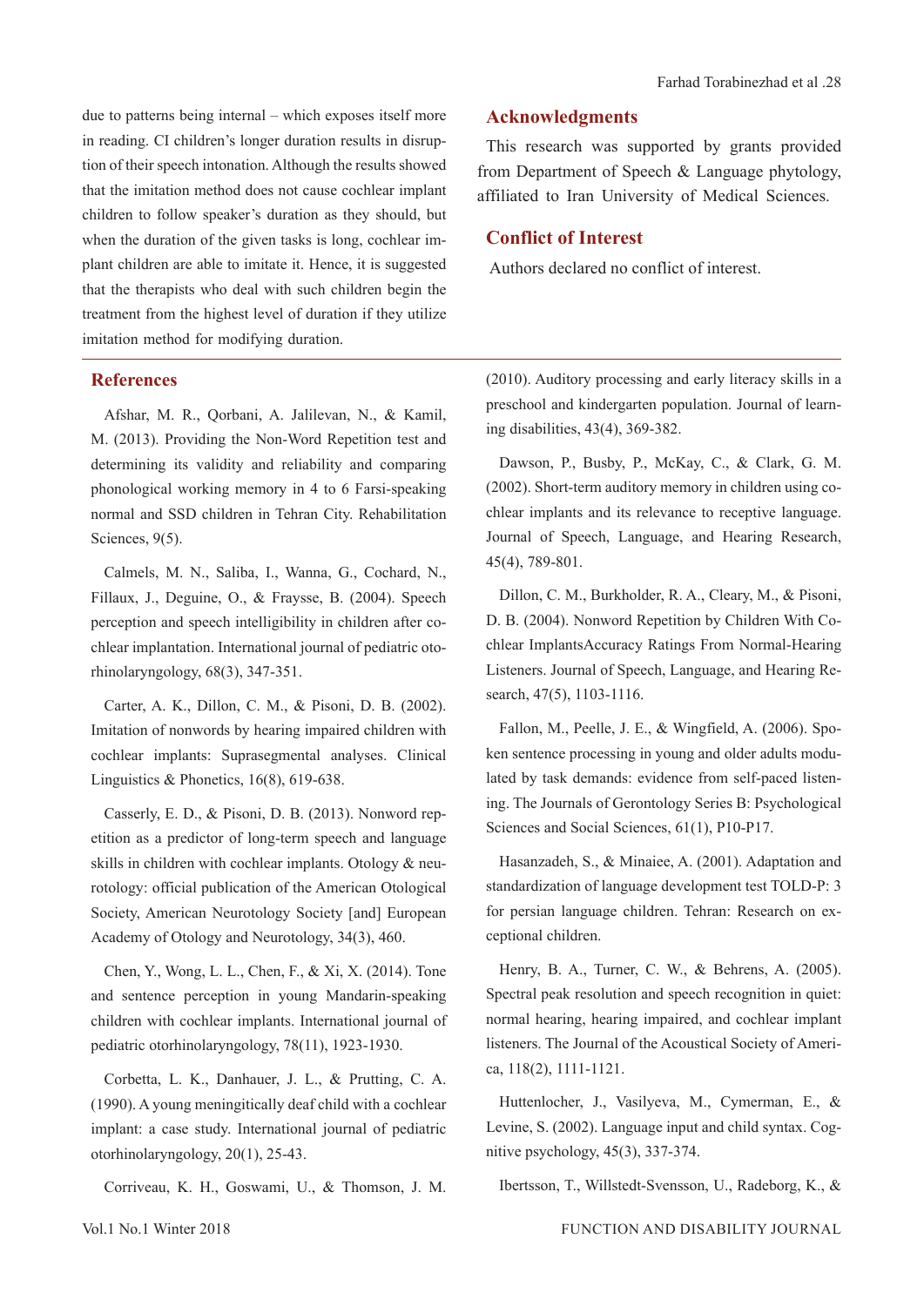due to patterns being internal – which exposes itself more in reading. CI children's longer duration results in disruption of their speech intonation. Although the results showed that the imitation method does not cause cochlear implant children to follow speaker's duration as they should, but when the duration of the given tasks is long, cochlear implant children are able to imitate it. Hence, it is suggested that the therapists who deal with such children begin the treatment from the highest level of duration if they utilize imitation method for modifying duration.

## Acknowledgments

This research was supported by grants provided from Department of Speech & Language phytology, affiliated to Iran University of Medical Sciences.

## Conflict of Interest

Authors declared no conflict of interest.

## References

Afshar, M. R., Qorbani, A. Jalilevan, N., & Kamil, M. (2013). Providing the Non-Word Repetition test and determining its validity and reliability and comparing phonological working memory in 4 to 6 Farsi-speaking normal and SSD children in Tehran City. Rehabilitation Sciences, 9(5).

Calmels, M. N., Saliba, I., Wanna, G., Cochard, N., Fillaux, J., Deguine, O., & Fraysse, B. (2004). Speech perception and speech intelligibility in children after cochlear implantation. International journal of pediatric otorhinolaryngology, 68(3), 347-351.

Carter, A. K., Dillon, C. M., & Pisoni, D. B. (2002). Imitation of nonwords by hearing impaired children with cochlear implants: Suprasegmental analyses. Clinical Linguistics & Phonetics, 16(8), 619-638.

Casserly, E. D., & Pisoni, D. B. (2013). Nonword repetition as a predictor of long-term speech and language skills in children with cochlear implants. Otology & neurotology: official publication of the American Otological Society, American Neurotology Society [and] European Academy of Otology and Neurotology, 34(3), 460.

Chen, Y., Wong, L. L., Chen, F., & Xi, X. (2014). Tone and sentence perception in young Mandarin-speaking children with cochlear implants. International journal of pediatric otorhinolaryngology, 78(11), 1923-1930.

Corbetta, L. K., Danhauer, J. L., & Prutting, C. A. (1990). A young meningitically deaf child with a cochlear implant: a case study. International journal of pediatric otorhinolaryngology, 20(1), 25-43.

Corriveau, K. H., Goswami, U., & Thomson, J. M. (2010). Auditory processing and early literacy skills in a preschool and kindergarten population. Journal of learning disabilities, 43(4), 369-382.

Dawson, P., Busby, P., McKay, C., & Clark, G. M. (2002). Short-term auditory memory in children using cochlear implants and its relevance to receptive language. Journal of Speech, Language, and Hearing Research, 45(4), 789-801.

Dillon, C. M., Burkholder, R. A., Cleary, M., & Pisoni, D. B. (2004). Nonword Repetition by Children With Cochlear ImplantsAccuracy Ratings From Normal-Hearing Listeners. Journal of Speech, Language, and Hearing Research, 47(5), 1103-1116.

Fallon, M., Peelle, J. E., & Wingfield, A. (2006). Spoken sentence processing in young and older adults modulated by task demands: evidence from self-paced listening. The Journals of Gerontology Series B: Psychological Sciences and Social Sciences, 61(1), P10-P17.

Hasanzadeh, S., & Minaiee, A. (2001). Adaptation and standardization of language development test TOLD-P: 3 for persian language children. Tehran: Research on exceptional children.

Henry, B. A., Turner, C. W., & Behrens, A. (2005). Spectral peak resolution and speech recognition in quiet: normal hearing, hearing impaired, and cochlear implant listeners. The Journal of the Acoustical Society of America, 118(2), 1111-1121.

Huttenlocher, J., Vasilyeva, M., Cymerman, E., & Levine, S. (2002). Language input and child syntax. Cognitive psychology, 45(3), 337-374.

Ibertsson, T., Willstedt-Svensson, U., Radeborg, K., &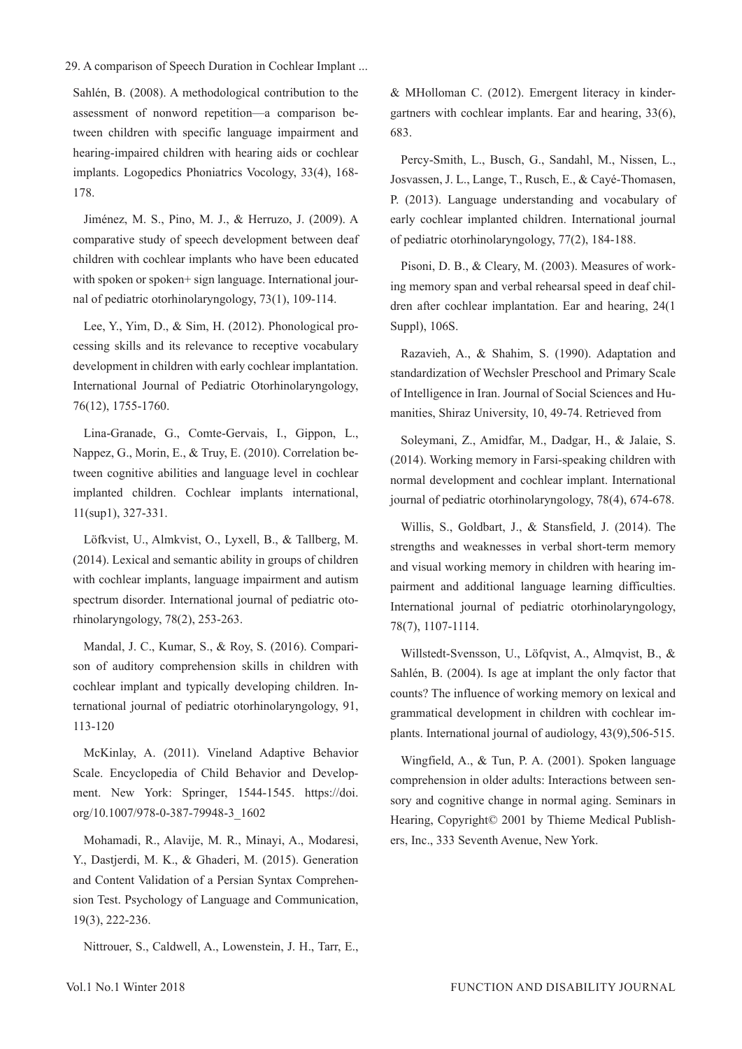Sahlén, B. (2008). A methodological contribution to the assessment of nonword repetition—a comparison between children with specific language impairment and hearing-impaired children with hearing aids or cochlear implants. Logopedics Phoniatrics Vocology, 33(4), 168-178.

Jiménez, M. S., Pino, M. J., & Herruzo, J. (2009). A comparative study of speech development between deaf children with cochlear implants who have been educated with spoken or spoken+ sign language. International journal of pediatric otorhinolaryngology, 73(1), 109-114.

Lee, Y., Yim, D., & Sim, H. (2012). Phonological processing skills and its relevance to receptive vocabulary development in children with early cochlear implantation. International Journal of Pediatric Otorhinolaryngology, 76(12), 1755-1760.

Lina-Granade, G., Comte-Gervais, I., Gippon, L., Nappez, G., Morin, E., & Truy, E. (2010). Correlation between cognitive abilities and language level in cochlear implanted children. Cochlear implants international, 11(sup1), 327-331.

Löfkvist, U., Almkvist, O., Lyxell, B., & Tallberg, M. (2014). Lexical and semantic ability in groups of children with cochlear implants, language impairment and autism spectrum disorder. International journal of pediatric otorhinolaryngology, 78(2), 253-263.

Mandal, J. C., Kumar, S., & Roy, S. (2016). Comparison of auditory comprehension skills in children with cochlear implant and typically developing children. International journal of pediatric otorhinolaryngology, 91, 113-120

McKinlay, A. (2011). Vineland Adaptive Behavior Scale. Encyclopedia of Child Behavior and Development. New York: Springer, 1544-1545. https://doi.org/10.1007/978-0-387-79948-3_1602

Mohamadi, R., Alavije, M. R., Minayi, A., Modaresi, Y., Dastjerdi, M. K., & Ghaderi, M. (2015). Generation and Content Validation of a Persian Syntax Comprehension Test. Psychology of Language and Communication, 19(3), 222-236.

Nittrouer, S., Caldwell, A., Lowenstein, J. H., Tarr, E., & MHolloman C. (2012). Emergent literacy in kindergartners with cochlear implants. Ear and hearing, 33(6), 683.

Percy-Smith, L., Busch, G., Sandahl, M., Nissen, L., Josvassen, J. L., Lange, T., Rusch, E., & Cayé-Thomasen, P. (2013). Language understanding and vocabulary of early cochlear implanted children. International journal of pediatric otorhinolaryngology, 77(2), 184-188.

Pisoni, D. B., & Cleary, M. (2003). Measures of working memory span and verbal rehearsal speed in deaf children after cochlear implantation. Ear and hearing, 24(1 Suppl), 106S.

Razavieh, A., & Shahim, S. (1990). Adaptation and standardization of Wechsler Preschool and Primary Scale of Intelligence in Iran. Journal of Social Sciences and Humanities, Shiraz University, 10, 49-74. Retrieved from

Soleymani, Z., Amidfar, M., Dadgar, H., & Jalaie, S. (2014). Working memory in Farsi-speaking children with normal development and cochlear implant. International journal of pediatric otorhinolaryngology, 78(4), 674-678.

Willis, S., Goldbart, J., & Stansfield, J. (2014). The strengths and weaknesses in verbal short-term memory and visual working memory in children with hearing impairment and additional language learning difficulties. International journal of pediatric otorhinolaryngology, 78(7), 1107-1114.

Willstedt-Svensson, U., Löfqvist, A., Almqvist, B., & Sahlén, B. (2004). Is age at implant the only factor that counts? The influence of working memory on lexical and grammatical development in children with cochlear implants. International journal of audiology, 43(9),506-515.

Wingfield, A., & Tun, P. A. (2001). Spoken language comprehension in older adults: Interactions between sensory and cognitive change in normal aging. Seminars in Hearing, Copyright© 2001 by Thieme Medical Publishers, Inc., 333 Seventh Avenue, New York.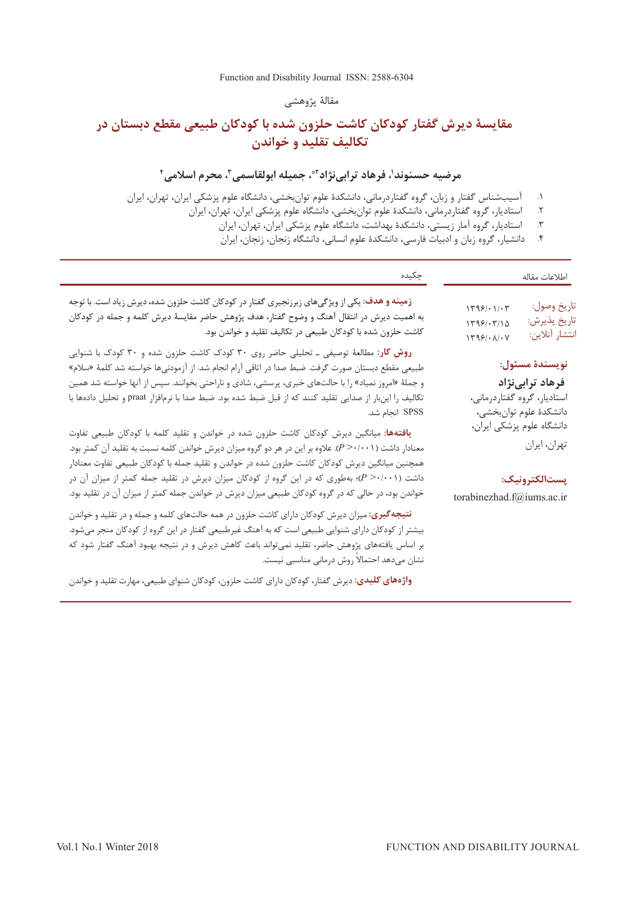مقالهٔ پژوهشی

# مقایسهٔ دیرش گفتار کودکان کاشت حلزون شده با کودکان طبیعی مقطع دبستان در تکالیف تقلید و خواندن

**مرضیه حسنوند[1]، فرهاد ترابی‌نژاد[2*]، جمیله ابولقاسمی[3]، محرم اسلامی[4]**

۱. آسیب‌شناس گفتار و زبان، گروه گفتاردرمانی، دانشکدهٔ علوم توان‌بخشی، دانشگاه علوم پزشکی ایران، تهران، ایران
۲. استادیار، گروه گفتاردرمانی، دانشکدهٔ علوم توان‌بخشی، دانشگاه علوم پزشکی ایران، تهران، ایران
۳. استادیار، گروه آمار زیستی، دانشکدهٔ بهداشت، دانشگاه علوم پزشکی ایران، تهران، ایران
۴. دانشیار، گروه زبان و ادبیات فارسی، دانشکدهٔ علوم انسانی، دانشگاه زنجان، زنجان، ایران

**اطلاعات مقاله**

تاریخ وصول: ۱۳۹۶/۰۱/۰۳
تاریخ پذیرش: ۱۳۹۶/۰۳/۱۵
انتشار آنلاین: ۱۳۹۶/۰۸/۰۷

**نویسندهٔ مسئول:**

**فرهاد ترابی‌نژاد**
استادیار، گروه گفتاردرمانی، دانشکدهٔ علوم توان‌بخشی، دانشگاه علوم پزشکی ایران، تهران، ایران

**پست‌الکترونیک:**
torabinezhad.f@iums.ac.ir

**چکیده**

**زمینه و هدف:** یکی از ویژگی‌های زبرزنجیری گفتار در کودکان کاشت حلزون شده، دیرش زیاد است. با توجه به اهمیت دیرش در انتقال آهنگ و وضوح گفتار، هدف پژوهش حاضر مقایسهٔ دیرش کلمه و جمله در کودکان کاشت حلزون شده با کودکان طبیعی در تکالیف تقلید و خواندن بود.

**روش کار:** مطالعهٔ توصیفی ـ تحلیلی حاضر روی ۳۰ کودک کاشت حلزون شده و ۳۰ کودک با شنوایی طبیعی مقطع دبستان صورت گرفت. ضبط صدا در اتاقی آرام انجام شد. از آزمودنی‌ها خواسته شد کلمهٔ «سلام» و جملهٔ «امروز نمیاد» را با حالت‌های خبری، پرسشی، شادی و ناراحتی بخوانند. سپس از آنها خواسته شد همین تکالیف را این‌بار از صدایی تقلید کنند که از قبل ضبط شده بود. ضبط صدا با نرم‌افزار praat و تحلیل داده‌ها با SPSS انجام شد.

**یافته‌ها:** میانگین دیرش کودکان کاشت حلزون شده در خواندن و تقلید کلمه با کودکان طبیعی تفاوت معنادار داشت ($P > ۰/۰۰۱$). علاوه بر این در هر دو گروه میزان دیرش خواندن کلمه نسبت به تقلید آن کمتر بود. همچنین میانگین دیرش کودکان کاشت حلزون شده در خواندن و تقلید جمله با کودکان طبیعی تفاوت معنادار داشت ($P > ۰/۰۰۱$)؛ به‌طوری که در این گروه از کودکان میزان دیرش در تقلید جمله کمتر از میزان آن در خواندن بود، در حالی که در گروه کودکان طبیعی میزان دیرش در خواندن جمله کمتر از میزان آن در تقلید بود.

**نتیجه‌گیری:** میزان دیرش کودکان دارای کاشت حلزون در همه حالت‌های کلمه و جمله و در تقلید و خواندن بیشتر از کودکان دارای شنوایی طبیعی است که به آهنگ غیرطبیعی گفتار در این گروه از کودکان منجر می‌شود. بر اساس یافته‌های پژوهش حاضر، تقلید نمی‌تواند باعث کاهش دیرش و در نتیجه بهبود آهنگ گفتار شود که نشان می‌دهد احتمالاً روش درمانی مناسبی نیست.

**واژه‌های کلیدی:** دیرش گفتار، کودکان دارای کاشت حلزون، کودکان شنوای طبیعی، مهارت تقلید و خواندن